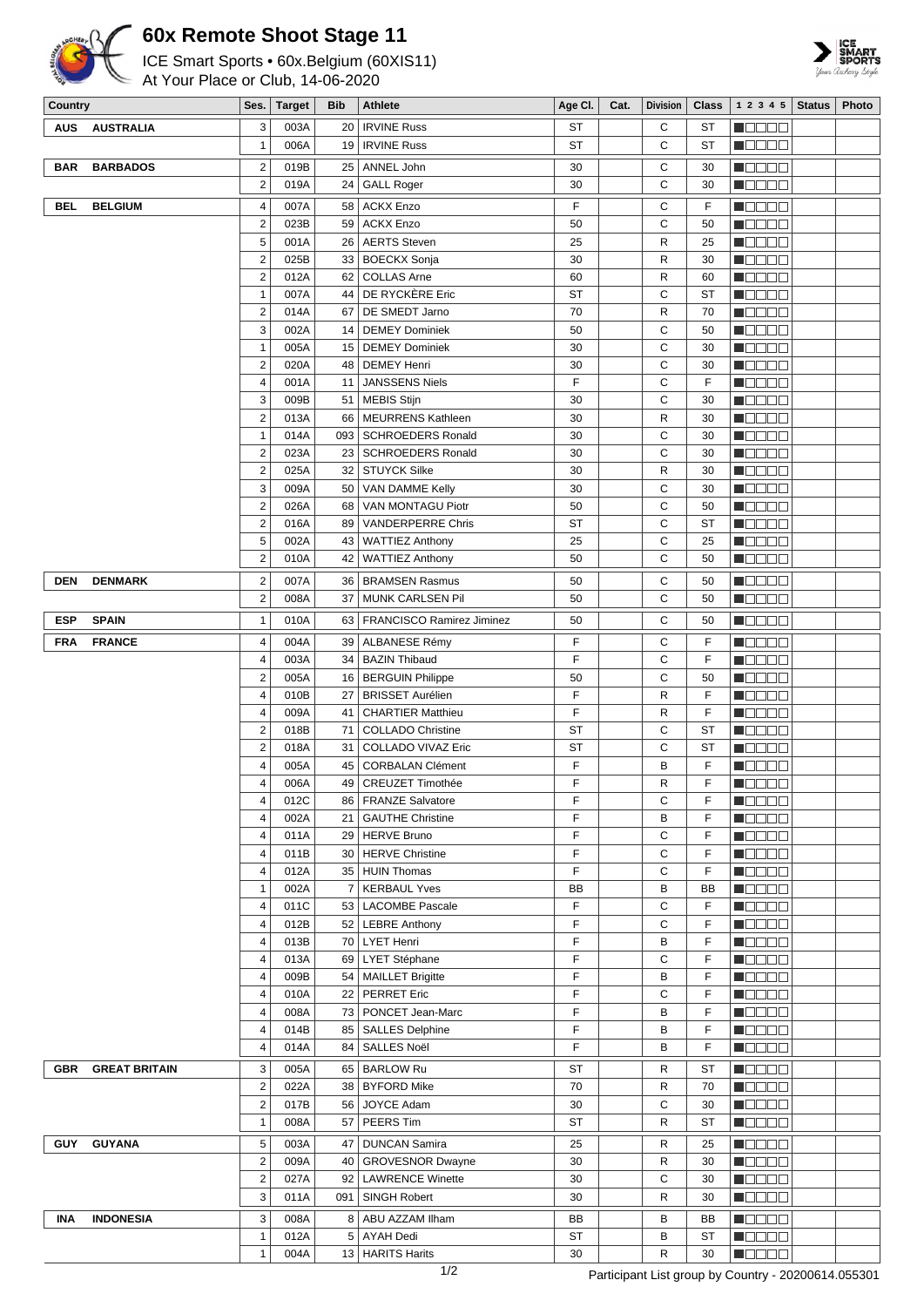# 60x Remote Shoot Stage 11

ICE Smart Sports • 60x.Belgium (60XIS11)
At Your Place or Club, 14-06-2020

| Country | Ses. | Target | Bib | Athlete | Age Cl. | Cat. | Division | Class | 1 2 3 4 5 | Status | Photo |
|---|---|---|---|---|---|---|---|---|---|---|---|
| AUS AUSTRALIA | 3 | 003A | 20 | IRVINE Russ | ST | | C | ST | | | |
| | 1 | 006A | 19 | IRVINE Russ | ST | | C | ST | | | |
| BAR BARBADOS | 2 | 019B | 25 | ANNEL John | 30 | | C | 30 | | | |
| | 2 | 019A | 24 | GALL Roger | 30 | | C | 30 | | | |
| BEL BELGIUM | 4 | 007A | 58 | ACKX Enzo | F | | C | F | | | |
| | 2 | 023B | 59 | ACKX Enzo | 50 | | C | 50 | | | |
| | 5 | 001A | 26 | AERTS Steven | 25 | | R | 25 | | | |
| | 2 | 025B | 33 | BOECKX Sonja | 30 | | R | 30 | | | |
| | 2 | 012A | 62 | COLLAS Arne | 60 | | R | 60 | | | |
| | 1 | 007A | 44 | DE RYCKÈRE Eric | ST | | C | ST | | | |
| | 2 | 014A | 67 | DE SMEDT Jarno | 70 | | R | 70 | | | |
| | 3 | 002A | 14 | DEMEY Dominiek | 50 | | C | 50 | | | |
| | 1 | 005A | 15 | DEMEY Dominiek | 30 | | C | 30 | | | |
| | 2 | 020A | 48 | DEMEY Henri | 30 | | C | 30 | | | |
| | 4 | 001A | 11 | JANSSENS Niels | F | | C | F | | | |
| | 3 | 009B | 51 | MEBIS Stijn | 30 | | C | 30 | | | |
| | 2 | 013A | 66 | MEURRENS Kathleen | 30 | | R | 30 | | | |
| | 1 | 014A | 093 | SCHROEDERS Ronald | 30 | | C | 30 | | | |
| | 2 | 023A | 23 | SCHROEDERS Ronald | 30 | | C | 30 | | | |
| | 2 | 025A | 32 | STUYCK Silke | 30 | | R | 30 | | | |
| | 3 | 009A | 50 | VAN DAMME Kelly | 30 | | C | 30 | | | |
| | 2 | 026A | 68 | VAN MONTAGU Piotr | 50 | | C | 50 | | | |
| | 2 | 016A | 89 | VANDERPERRE Chris | ST | | C | ST | | | |
| | 5 | 002A | 43 | WATTIEZ Anthony | 25 | | C | 25 | | | |
| | 2 | 010A | 42 | WATTIEZ Anthony | 50 | | C | 50 | | | |
| DEN DENMARK | 2 | 007A | 36 | BRAMSEN Rasmus | 50 | | C | 50 | | | |
| | 2 | 008A | 37 | MUNK CARLSEN Pil | 50 | | C | 50 | | | |
| ESP SPAIN | 1 | 010A | 63 | FRANCISCO Ramirez Jiminez | 50 | | C | 50 | | | |
| FRA FRANCE | 4 | 004A | 39 | ALBANESE Rémy | F | | C | F | | | |
| | 4 | 003A | 34 | BAZIN Thibaud | F | | C | F | | | |
| | 2 | 005A | 16 | BERGUIN Philippe | 50 | | C | 50 | | | |
| | 4 | 010B | 27 | BRISSET Aurélien | F | | R | F | | | |
| | 4 | 009A | 41 | CHARTIER Matthieu | F | | R | F | | | |
| | 2 | 018B | 71 | COLLADO Christine | ST | | C | ST | | | |
| | 2 | 018A | 31 | COLLADO VIVAZ Eric | ST | | C | ST | | | |
| | 4 | 005A | 45 | CORBALAN Clément | F | | B | F | | | |
| | 4 | 006A | 49 | CREUZET Timothée | F | | R | F | | | |
| | 4 | 012C | 86 | FRANZE Salvatore | F | | C | F | | | |
| | 4 | 002A | 21 | GAUTHE Christine | F | | B | F | | | |
| | 4 | 011A | 29 | HERVE Bruno | F | | C | F | | | |
| | 4 | 011B | 30 | HERVE Christine | F | | C | F | | | |
| | 4 | 012A | 35 | HUIN Thomas | F | | C | F | | | |
| | 1 | 002A | 7 | KERBAUL Yves | BB | | B | BB | | | |
| | 4 | 011C | 53 | LACOMBE Pascale | F | | C | F | | | |
| | 4 | 012B | 52 | LEBRE Anthony | F | | C | F | | | |
| | 4 | 013B | 70 | LYET Henri | F | | B | F | | | |
| | 4 | 013A | 69 | LYET Stéphane | F | | C | F | | | |
| | 4 | 009B | 54 | MAILLET Brigitte | F | | B | F | | | |
| | 4 | 010A | 22 | PERRET Eric | F | | C | F | | | |
| | 4 | 008A | 73 | PONCET Jean-Marc | F | | B | F | | | |
| | 4 | 014B | 85 | SALLES Delphine | F | | B | F | | | |
| | 4 | 014A | 84 | SALLES Noël | F | | B | F | | | |
| GBR GREAT BRITAIN | 3 | 005A | 65 | BARLOW Ru | ST | | R | ST | | | |
| | 2 | 022A | 38 | BYFORD Mike | 70 | | R | 70 | | | |
| | 2 | 017B | 56 | JOYCE Adam | 30 | | C | 30 | | | |
| | 1 | 008A | 57 | PEERS Tim | ST | | R | ST | | | |
| GUY GUYANA | 5 | 003A | 47 | DUNCAN Samira | 25 | | R | 25 | | | |
| | 2 | 009A | 40 | GROVESNOR Dwayne | 30 | | R | 30 | | | |
| | 2 | 027A | 92 | LAWRENCE Winette | 30 | | C | 30 | | | |
| | 3 | 011A | 091 | SINGH Robert | 30 | | R | 30 | | | |
| INA INDONESIA | 3 | 008A | 8 | ABU AZZAM Ilham | BB | | B | BB | | | |
| | 1 | 012A | 5 | AYAH Dedi | ST | | B | ST | | | |
| | 1 | 004A | 13 | HARITS Harits | 30 | | R | 30 | | | |

Participant List group by Country - 20200614.055301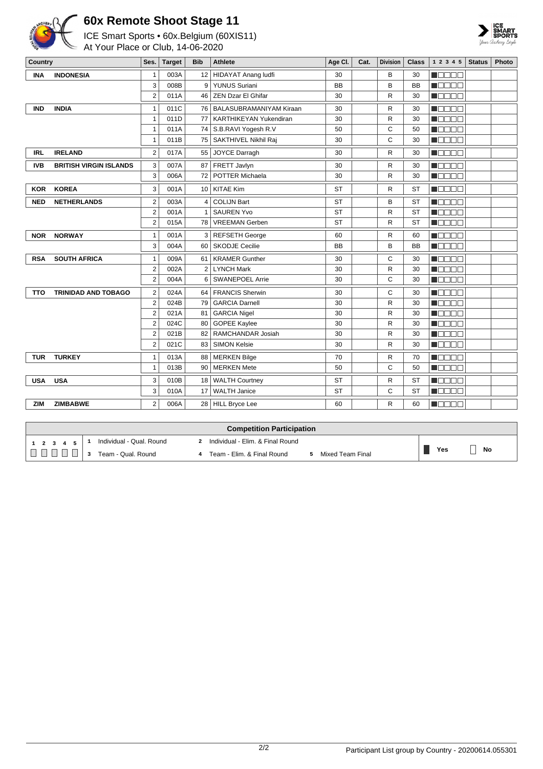# 60x Remote Shoot Stage 11

ICE Smart Sports • 60x.Belgium (60XIS11)
At Your Place or Club, 14-06-2020

| Country | | Ses. | Target | Bib | Athlete | Age Cl. | Cat. | Division | Class | 1 2 3 4 5 | Status | Photo |
|---|---|---|---|---|---|---|---|---|---|---|---|---|
| INA | INDONESIA | 1 | 003A | 12 | HIDAYAT Anang ludfi | 30 | | B | 30 | ■□□□□ | | |
| | | 3 | 008B | 9 | YUNUS Suriani | BB | | B | BB | ■□□□□ | | |
| | | 2 | 011A | 46 | ZEN Dzar El Ghifar | 30 | | R | 30 | ■□□□□ | | |
| IND | INDIA | 1 | 011C | 76 | BALASUBRAMANIYAM Kiraan | 30 | | R | 30 | ■□□□□ | | |
| | | 1 | 011D | 77 | KARTHIKEYAN Yukendiran | 30 | | R | 30 | ■□□□□ | | |
| | | 1 | 011A | 74 | S.B.RAVI Yogesh R.V | 50 | | C | 50 | ■□□□□ | | |
| | | 1 | 011B | 75 | SAKTHIVEL Nikhil Raj | 30 | | C | 30 | ■□□□□ | | |
| IRL | IRELAND | 2 | 017A | 55 | JOYCE Darragh | 30 | | R | 30 | ■□□□□ | | |
| IVB | BRITISH VIRGIN ISLANDS | 3 | 007A | 87 | FRETT Javlyn | 30 | | R | 30 | ■□□□□ | | |
| | | 3 | 006A | 72 | POTTER Michaela | 30 | | R | 30 | ■□□□□ | | |
| KOR | KOREA | 3 | 001A | 10 | KITAE Kim | ST | | R | ST | ■□□□□ | | |
| NED | NETHERLANDS | 2 | 003A | 4 | COLIJN Bart | ST | | B | ST | ■□□□□ | | |
| | | 2 | 001A | 1 | SAUREN Yvo | ST | | R | ST | ■□□□□ | | |
| | | 2 | 015A | 78 | VREEMAN Gerben | ST | | R | ST | ■□□□□ | | |
| NOR | NORWAY | 1 | 001A | 3 | REFSETH George | 60 | | R | 60 | ■□□□□ | | |
| | | 3 | 004A | 60 | SKODJE Cecilie | BB | | B | BB | ■□□□□ | | |
| RSA | SOUTH AFRICA | 1 | 009A | 61 | KRAMER Gunther | 30 | | C | 30 | ■□□□□ | | |
| | | 2 | 002A | 2 | LYNCH Mark | 30 | | R | 30 | ■□□□□ | | |
| | | 2 | 004A | 6 | SWANEPOEL Arrie | 30 | | C | 30 | ■□□□□ | | |
| TTO | TRINIDAD AND TOBAGO | 2 | 024A | 64 | FRANCIS Sherwin | 30 | | C | 30 | ■□□□□ | | |
| | | 2 | 024B | 79 | GARCIA Darnell | 30 | | R | 30 | ■□□□□ | | |
| | | 2 | 021A | 81 | GARCIA Nigel | 30 | | R | 30 | ■□□□□ | | |
| | | 2 | 024C | 80 | GOPEE Kaylee | 30 | | R | 30 | ■□□□□ | | |
| | | 2 | 021B | 82 | RAMCHANDAR Josiah | 30 | | R | 30 | ■□□□□ | | |
| | | 2 | 021C | 83 | SIMON Kelsie | 30 | | R | 30 | ■□□□□ | | |
| TUR | TURKEY | 1 | 013A | 88 | MERKEN Bilge | 70 | | R | 70 | ■□□□□ | | |
| | | 1 | 013B | 90 | MERKEN Mete | 50 | | C | 50 | ■□□□□ | | |
| USA | USA | 3 | 010B | 18 | WALTH Courtney | ST | | R | ST | ■□□□□ | | |
| | | 3 | 010A | 17 | WALTH Janice | ST | | C | ST | ■□□□□ | | |
| ZIM | ZIMBABWE | 2 | 006A | 28 | HILL Bryce Lee | 60 | | R | 60 | ■□□□□ | | |

**Competition Participation**

1 2 3 4 5

1 Individual - Qual. Round
2 Individual - Elim. & Final Round
3 Team - Qual. Round
4 Team - Elim. & Final Round
5 Mixed Team Final

■ Yes □ No

Participant List group by Country - 20200614.055301